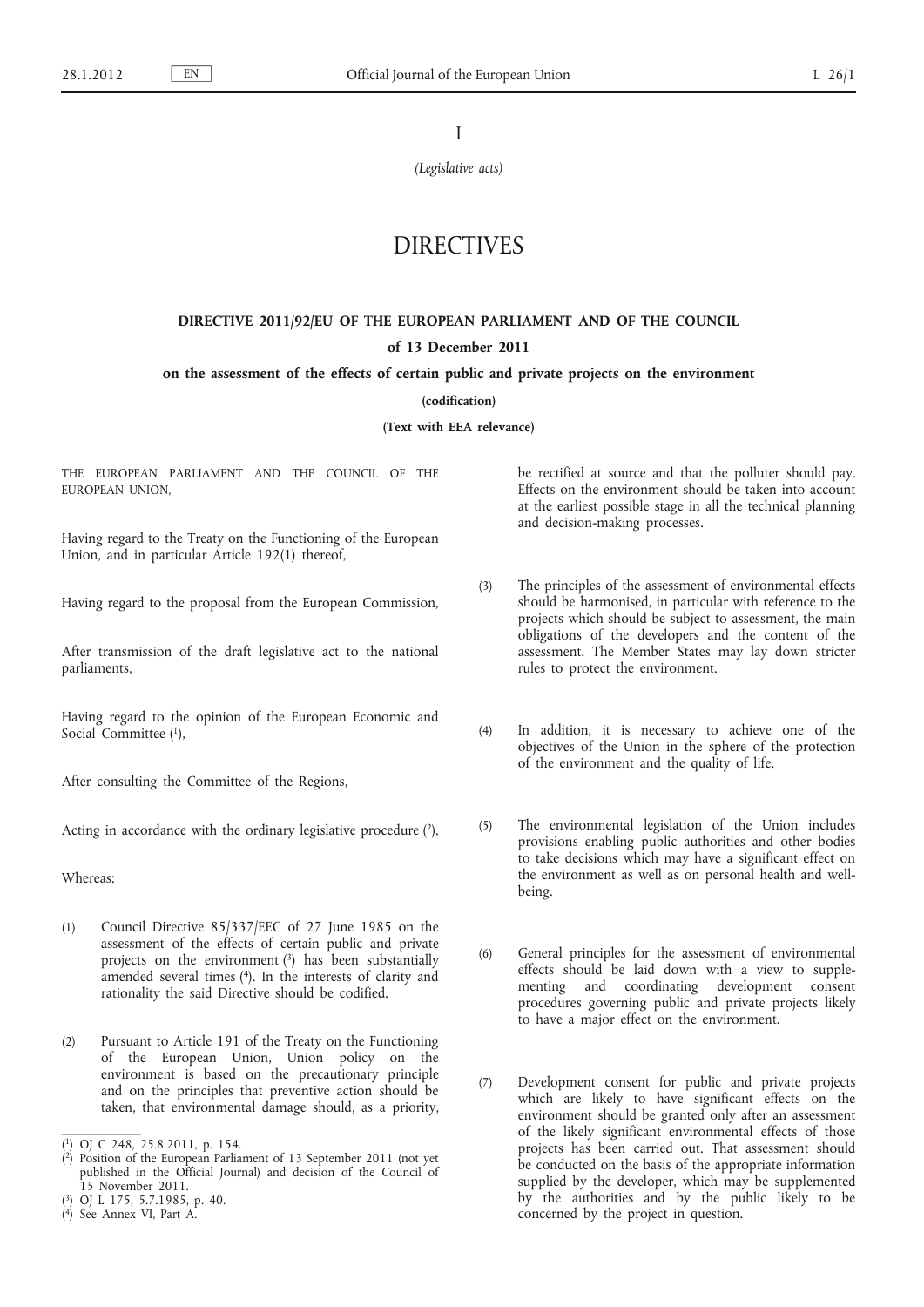I

*(Legislative acts)*

# DIRECTIVES

## DIRECTIVE 2011/92/EU OF THE EUROPEAN PARLIAMENT AND OF THE COUNCIL

**of 13 December 2011**

**on the assessment of the effects of certain public and private projects on the environment**

**(codification)**

**(Text with EEA relevance)**

THE EUROPEAN PARLIAMENT AND THE COUNCIL OF THE EUROPEAN UNION,

Having regard to the Treaty on the Functioning of the European Union, and in particular Article 192(1) thereof,

Having regard to the proposal from the European Commission,

After transmission of the draft legislative act to the national parliaments,

Having regard to the opinion of the European Economic and Social Committee [1],

After consulting the Committee of the Regions,

Acting in accordance with the ordinary legislative procedure [2],

Whereas:

(1) Council Directive 85/337/EEC of 27 June 1985 on the assessment of the effects of certain public and private projects on the environment [3] has been substantially amended several times [4]. In the interests of clarity and rationality the said Directive should be codified.

(2) Pursuant to Article 191 of the Treaty on the Functioning of the European Union, Union policy on the environment is based on the precautionary principle and on the principles that preventive action should be taken, that environmental damage should, as a priority, be rectified at source and that the polluter should pay. Effects on the environment should be taken into account at the earliest possible stage in all the technical planning and decision-making processes.

(3) The principles of the assessment of environmental effects should be harmonised, in particular with reference to the projects which should be subject to assessment, the main obligations of the developers and the content of the assessment. The Member States may lay down stricter rules to protect the environment.

(4) In addition, it is necessary to achieve one of the objectives of the Union in the sphere of the protection of the environment and the quality of life.

(5) The environmental legislation of the Union includes provisions enabling public authorities and other bodies to take decisions which may have a significant effect on the environment as well as on personal health and well-being.

(6) General principles for the assessment of environmental effects should be laid down with a view to supplementing and coordinating development consent procedures governing public and private projects likely to have a major effect on the environment.

(7) Development consent for public and private projects which are likely to have significant effects on the environment should be granted only after an assessment of the likely significant environmental effects of those projects has been carried out. That assessment should be conducted on the basis of the appropriate information supplied by the developer, which may be supplemented by the authorities and by the public likely to be concerned by the project in question.

---

[1] OJ C 248, 25.8.2011, p. 154.

[2] Position of the European Parliament of 13 September 2011 (not yet published in the Official Journal) and decision of the Council of 15 November 2011.

[3] OJ L 175, 5.7.1985, p. 40.

[4] See Annex VI, Part A.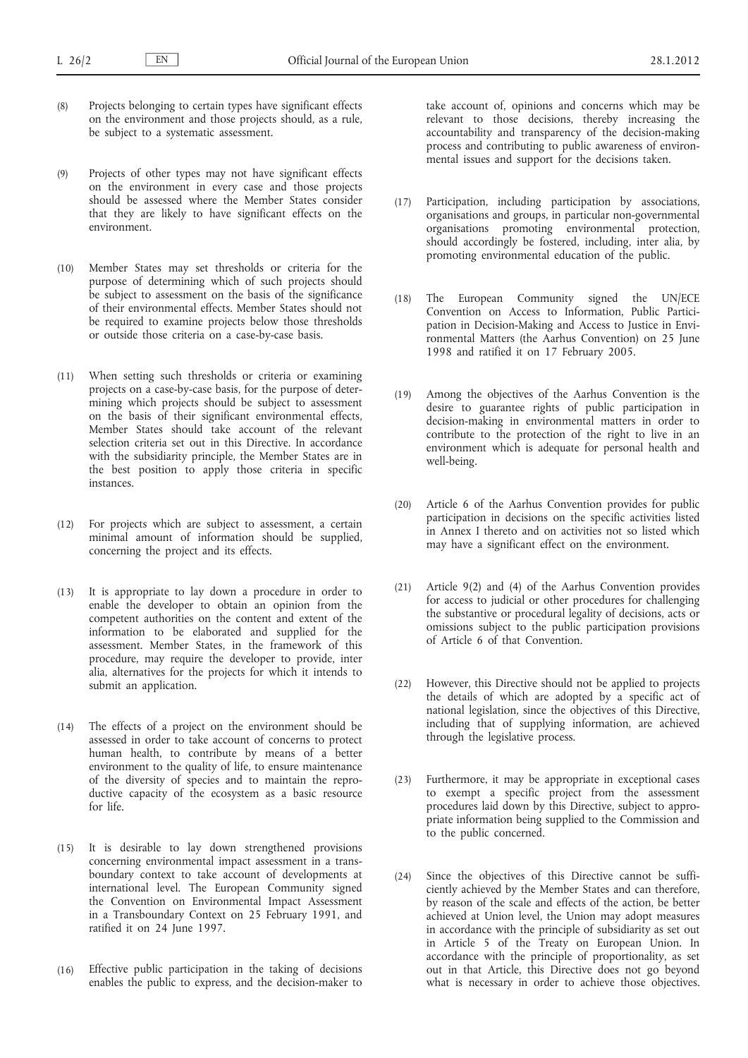(8) Projects belonging to certain types have significant effects on the environment and those projects should, as a rule, be subject to a systematic assessment.

(9) Projects of other types may not have significant effects on the environment in every case and those projects should be assessed where the Member States consider that they are likely to have significant effects on the environment.

(10) Member States may set thresholds or criteria for the purpose of determining which of such projects should be subject to assessment on the basis of the significance of their environmental effects. Member States should not be required to examine projects below those thresholds or outside those criteria on a case-by-case basis.

(11) When setting such thresholds or criteria or examining projects on a case-by-case basis, for the purpose of determining which projects should be subject to assessment on the basis of their significant environmental effects, Member States should take account of the relevant selection criteria set out in this Directive. In accordance with the subsidiarity principle, the Member States are in the best position to apply those criteria in specific instances.

(12) For projects which are subject to assessment, a certain minimal amount of information should be supplied, concerning the project and its effects.

(13) It is appropriate to lay down a procedure in order to enable the developer to obtain an opinion from the competent authorities on the content and extent of the information to be elaborated and supplied for the assessment. Member States, in the framework of this procedure, may require the developer to provide, inter alia, alternatives for the projects for which it intends to submit an application.

(14) The effects of a project on the environment should be assessed in order to take account of concerns to protect human health, to contribute by means of a better environment to the quality of life, to ensure maintenance of the diversity of species and to maintain the reproductive capacity of the ecosystem as a basic resource for life.

(15) It is desirable to lay down strengthened provisions concerning environmental impact assessment in a transboundary context to take account of developments at international level. The European Community signed the Convention on Environmental Impact Assessment in a Transboundary Context on 25 February 1991, and ratified it on 24 June 1997.

(16) Effective public participation in the taking of decisions enables the public to express, and the decision-maker to take account of, opinions and concerns which may be relevant to those decisions, thereby increasing the accountability and transparency of the decision-making process and contributing to public awareness of environmental issues and support for the decisions taken.

(17) Participation, including participation by associations, organisations and groups, in particular non-governmental organisations promoting environmental protection, should accordingly be fostered, including, inter alia, by promoting environmental education of the public.

(18) The European Community signed the UN/ECE Convention on Access to Information, Public Participation in Decision-Making and Access to Justice in Environmental Matters (the Aarhus Convention) on 25 June 1998 and ratified it on 17 February 2005.

(19) Among the objectives of the Aarhus Convention is the desire to guarantee rights of public participation in decision-making in environmental matters in order to contribute to the protection of the right to live in an environment which is adequate for personal health and well-being.

(20) Article 6 of the Aarhus Convention provides for public participation in decisions on the specific activities listed in Annex I thereto and on activities not so listed which may have a significant effect on the environment.

(21) Article 9(2) and (4) of the Aarhus Convention provides for access to judicial or other procedures for challenging the substantive or procedural legality of decisions, acts or omissions subject to the public participation provisions of Article 6 of that Convention.

(22) However, this Directive should not be applied to projects the details of which are adopted by a specific act of national legislation, since the objectives of this Directive, including that of supplying information, are achieved through the legislative process.

(23) Furthermore, it may be appropriate in exceptional cases to exempt a specific project from the assessment procedures laid down by this Directive, subject to appropriate information being supplied to the Commission and to the public concerned.

(24) Since the objectives of this Directive cannot be sufficiently achieved by the Member States and can therefore, by reason of the scale and effects of the action, be better achieved at Union level, the Union may adopt measures in accordance with the principle of subsidiarity as set out in Article 5 of the Treaty on European Union. In accordance with the principle of proportionality, as set out in that Article, this Directive does not go beyond what is necessary in order to achieve those objectives.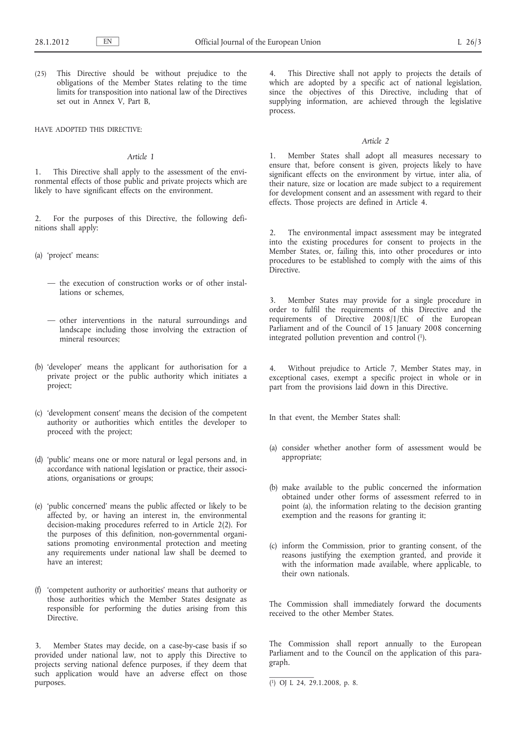(25) This Directive should be without prejudice to the obligations of the Member States relating to the time limits for transposition into national law of the Directives set out in Annex V, Part B,

HAVE ADOPTED THIS DIRECTIVE:

*Article 1*

1. This Directive shall apply to the assessment of the environmental effects of those public and private projects which are likely to have significant effects on the environment.

2. For the purposes of this Directive, the following definitions shall apply:

(a) 'project' means:

— the execution of construction works or of other installations or schemes,

— other interventions in the natural surroundings and landscape including those involving the extraction of mineral resources;

(b) 'developer' means the applicant for authorisation for a private project or the public authority which initiates a project;

(c) 'development consent' means the decision of the competent authority or authorities which entitles the developer to proceed with the project;

(d) 'public' means one or more natural or legal persons and, in accordance with national legislation or practice, their associations, organisations or groups;

(e) 'public concerned' means the public affected or likely to be affected by, or having an interest in, the environmental decision-making procedures referred to in Article 2(2). For the purposes of this definition, non-governmental organisations promoting environmental protection and meeting any requirements under national law shall be deemed to have an interest;

(f) 'competent authority or authorities' means that authority or those authorities which the Member States designate as responsible for performing the duties arising from this Directive.

3. Member States may decide, on a case-by-case basis if so provided under national law, not to apply this Directive to projects serving national defence purposes, if they deem that such application would have an adverse effect on those purposes.

4. This Directive shall not apply to projects the details of which are adopted by a specific act of national legislation, since the objectives of this Directive, including that of supplying information, are achieved through the legislative process.

*Article 2*

1. Member States shall adopt all measures necessary to ensure that, before consent is given, projects likely to have significant effects on the environment by virtue, inter alia, of their nature, size or location are made subject to a requirement for development consent and an assessment with regard to their effects. Those projects are defined in Article 4.

2. The environmental impact assessment may be integrated into the existing procedures for consent to projects in the Member States, or, failing this, into other procedures or into procedures to be established to comply with the aims of this Directive.

3. Member States may provide for a single procedure in order to fulfil the requirements of this Directive and the requirements of Directive 2008/1/EC of the European Parliament and of the Council of 15 January 2008 concerning integrated pollution prevention and control [1].

4. Without prejudice to Article 7, Member States may, in exceptional cases, exempt a specific project in whole or in part from the provisions laid down in this Directive.

In that event, the Member States shall:

(a) consider whether another form of assessment would be appropriate;

(b) make available to the public concerned the information obtained under other forms of assessment referred to in point (a), the information relating to the decision granting exemption and the reasons for granting it;

(c) inform the Commission, prior to granting consent, of the reasons justifying the exemption granted, and provide it with the information made available, where applicable, to their own nationals.

The Commission shall immediately forward the documents received to the other Member States.

The Commission shall report annually to the European Parliament and to the Council on the application of this paragraph.

---

[1] OJ L 24, 29.1.2008, p. 8.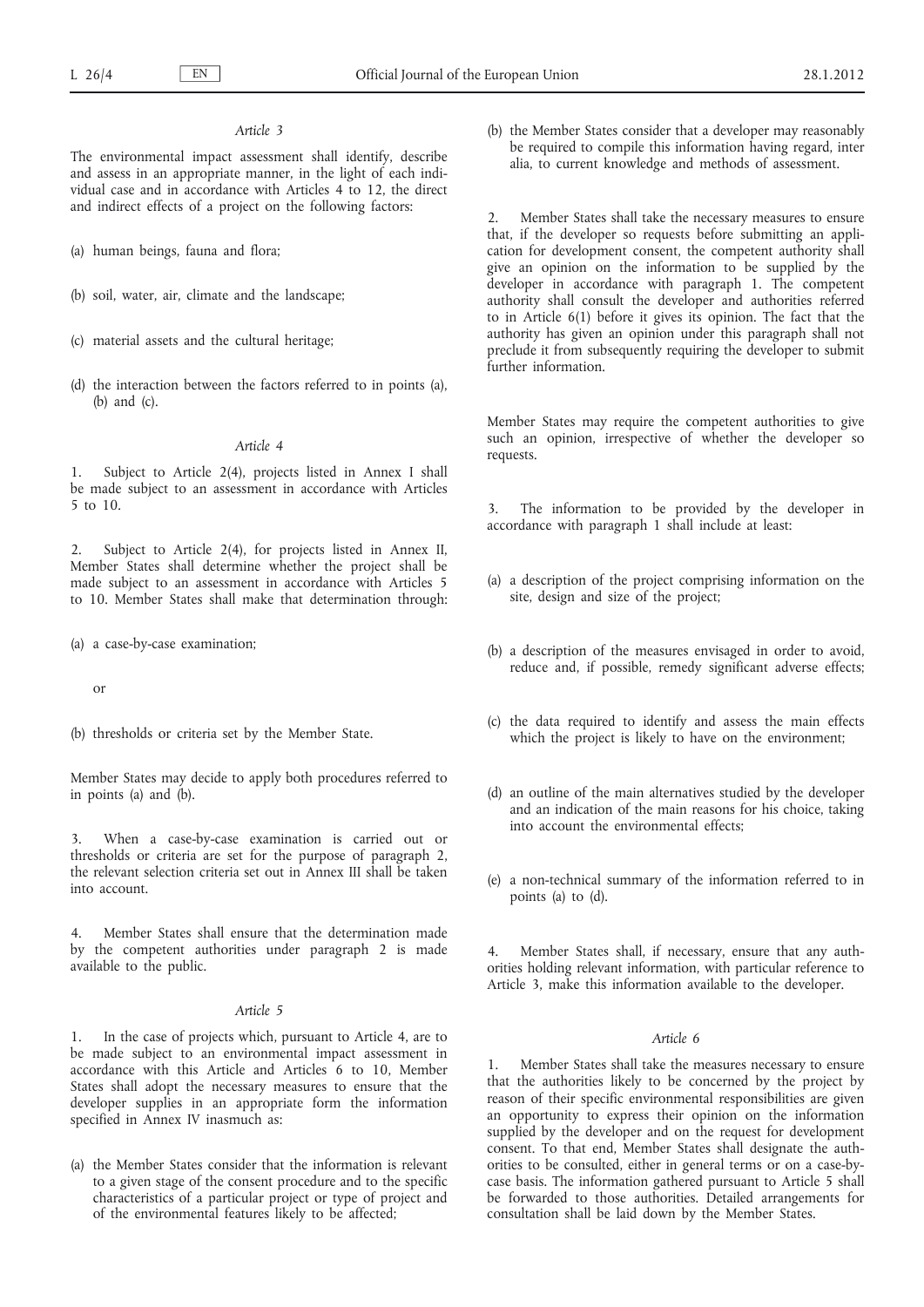*Article 3*

The environmental impact assessment shall identify, describe and assess in an appropriate manner, in the light of each individual case and in accordance with Articles 4 to 12, the direct and indirect effects of a project on the following factors:

(a) human beings, fauna and flora;

(b) soil, water, air, climate and the landscape;

(c) material assets and the cultural heritage;

(d) the interaction between the factors referred to in points (a), (b) and (c).

*Article 4*

1. Subject to Article 2(4), projects listed in Annex I shall be made subject to an assessment in accordance with Articles 5 to 10.

2. Subject to Article 2(4), for projects listed in Annex II, Member States shall determine whether the project shall be made subject to an assessment in accordance with Articles 5 to 10. Member States shall make that determination through:

(a) a case-by-case examination;

or

(b) thresholds or criteria set by the Member State.

Member States may decide to apply both procedures referred to in points (a) and (b).

3. When a case-by-case examination is carried out or thresholds or criteria are set for the purpose of paragraph 2, the relevant selection criteria set out in Annex III shall be taken into account.

4. Member States shall ensure that the determination made by the competent authorities under paragraph 2 is made available to the public.

*Article 5*

1. In the case of projects which, pursuant to Article 4, are to be made subject to an environmental impact assessment in accordance with this Article and Articles 6 to 10, Member States shall adopt the necessary measures to ensure that the developer supplies in an appropriate form the information specified in Annex IV inasmuch as:

(a) the Member States consider that the information is relevant to a given stage of the consent procedure and to the specific characteristics of a particular project or type of project and of the environmental features likely to be affected;

(b) the Member States consider that a developer may reasonably be required to compile this information having regard, inter alia, to current knowledge and methods of assessment.

2. Member States shall take the necessary measures to ensure that, if the developer so requests before submitting an application for development consent, the competent authority shall give an opinion on the information to be supplied by the developer in accordance with paragraph 1. The competent authority shall consult the developer and authorities referred to in Article 6(1) before it gives its opinion. The fact that the authority has given an opinion under this paragraph shall not preclude it from subsequently requiring the developer to submit further information.

Member States may require the competent authorities to give such an opinion, irrespective of whether the developer so requests.

3. The information to be provided by the developer in accordance with paragraph 1 shall include at least:

(a) a description of the project comprising information on the site, design and size of the project;

(b) a description of the measures envisaged in order to avoid, reduce and, if possible, remedy significant adverse effects;

(c) the data required to identify and assess the main effects which the project is likely to have on the environment;

(d) an outline of the main alternatives studied by the developer and an indication of the main reasons for his choice, taking into account the environmental effects;

(e) a non-technical summary of the information referred to in points (a) to (d).

4. Member States shall, if necessary, ensure that any authorities holding relevant information, with particular reference to Article 3, make this information available to the developer.

*Article 6*

1. Member States shall take the measures necessary to ensure that the authorities likely to be concerned by the project by reason of their specific environmental responsibilities are given an opportunity to express their opinion on the information supplied by the developer and on the request for development consent. To that end, Member States shall designate the authorities to be consulted, either in general terms or on a case-by-case basis. The information gathered pursuant to Article 5 shall be forwarded to those authorities. Detailed arrangements for consultation shall be laid down by the Member States.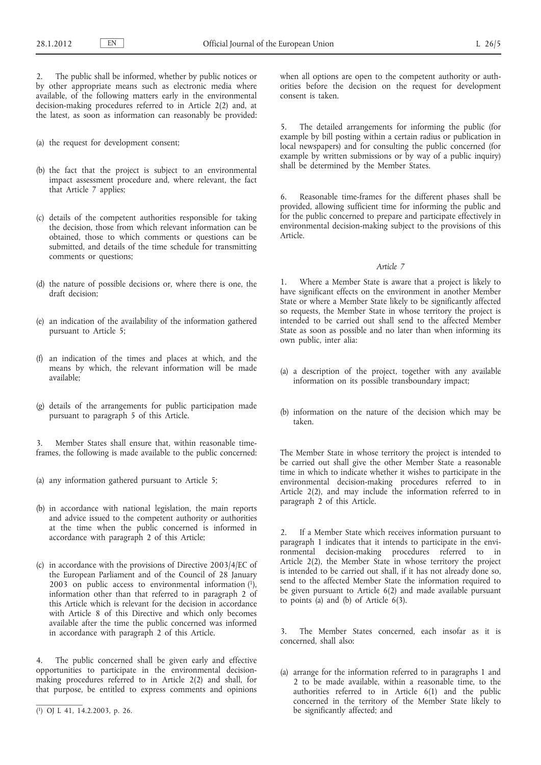2. The public shall be informed, whether by public notices or by other appropriate means such as electronic media where available, of the following matters early in the environmental decision-making procedures referred to in Article 2(2) and, at the latest, as soon as information can reasonably be provided:

(a) the request for development consent;

(b) the fact that the project is subject to an environmental impact assessment procedure and, where relevant, the fact that Article 7 applies;

(c) details of the competent authorities responsible for taking the decision, those from which relevant information can be obtained, those to which comments or questions can be submitted, and details of the time schedule for transmitting comments or questions;

(d) the nature of possible decisions or, where there is one, the draft decision;

(e) an indication of the availability of the information gathered pursuant to Article 5;

(f) an indication of the times and places at which, and the means by which, the relevant information will be made available;

(g) details of the arrangements for public participation made pursuant to paragraph 5 of this Article.

3. Member States shall ensure that, within reasonable time-frames, the following is made available to the public concerned:

(a) any information gathered pursuant to Article 5;

(b) in accordance with national legislation, the main reports and advice issued to the competent authority or authorities at the time when the public concerned is informed in accordance with paragraph 2 of this Article;

(c) in accordance with the provisions of Directive 2003/4/EC of the European Parliament and of the Council of 28 January 2003 on public access to environmental information [1], information other than that referred to in paragraph 2 of this Article which is relevant for the decision in accordance with Article 8 of this Directive and which only becomes available after the time the public concerned was informed in accordance with paragraph 2 of this Article.

4. The public concerned shall be given early and effective opportunities to participate in the environmental decision-making procedures referred to in Article 2(2) and shall, for that purpose, be entitled to express comments and opinions when all options are open to the competent authority or authorities before the decision on the request for development consent is taken.

5. The detailed arrangements for informing the public (for example by bill posting within a certain radius or publication in local newspapers) and for consulting the public concerned (for example by written submissions or by way of a public inquiry) shall be determined by the Member States.

6. Reasonable time-frames for the different phases shall be provided, allowing sufficient time for informing the public and for the public concerned to prepare and participate effectively in environmental decision-making subject to the provisions of this Article.

*Article 7*

1. Where a Member State is aware that a project is likely to have significant effects on the environment in another Member State or where a Member State likely to be significantly affected so requests, the Member State in whose territory the project is intended to be carried out shall send to the affected Member State as soon as possible and no later than when informing its own public, inter alia:

(a) a description of the project, together with any available information on its possible transboundary impact;

(b) information on the nature of the decision which may be taken.

The Member State in whose territory the project is intended to be carried out shall give the other Member State a reasonable time in which to indicate whether it wishes to participate in the environmental decision-making procedures referred to in Article 2(2), and may include the information referred to in paragraph 2 of this Article.

2. If a Member State which receives information pursuant to paragraph 1 indicates that it intends to participate in the environmental decision-making procedures referred to in Article 2(2), the Member State in whose territory the project is intended to be carried out shall, if it has not already done so, send to the affected Member State the information required to be given pursuant to Article 6(2) and made available pursuant to points (a) and (b) of Article 6(3).

3. The Member States concerned, each insofar as it is concerned, shall also:

(a) arrange for the information referred to in paragraphs 1 and 2 to be made available, within a reasonable time, to the authorities referred to in Article 6(1) and the public concerned in the territory of the Member State likely to be significantly affected; and

[1] OJ L 41, 14.2.2003, p. 26.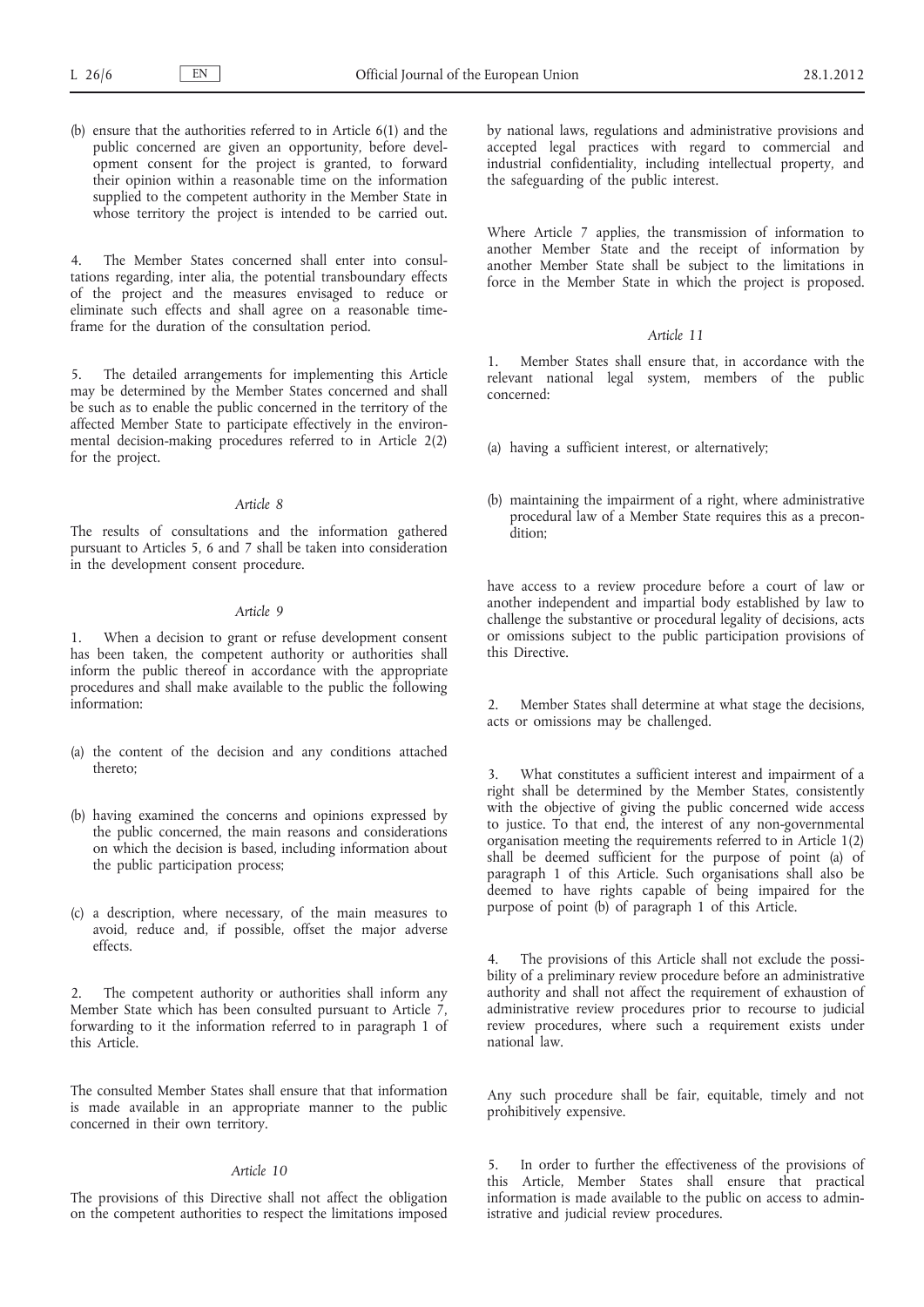(b) ensure that the authorities referred to in Article 6(1) and the public concerned are given an opportunity, before development consent for the project is granted, to forward their opinion within a reasonable time on the information supplied to the competent authority in the Member State in whose territory the project is intended to be carried out.

4. The Member States concerned shall enter into consultations regarding, inter alia, the potential transboundary effects of the project and the measures envisaged to reduce or eliminate such effects and shall agree on a reasonable timeframe for the duration of the consultation period.

5. The detailed arrangements for implementing this Article may be determined by the Member States concerned and shall be such as to enable the public concerned in the territory of the affected Member State to participate effectively in the environmental decision-making procedures referred to in Article 2(2) for the project.

*Article 8*

The results of consultations and the information gathered pursuant to Articles 5, 6 and 7 shall be taken into consideration in the development consent procedure.

*Article 9*

1. When a decision to grant or refuse development consent has been taken, the competent authority or authorities shall inform the public thereof in accordance with the appropriate procedures and shall make available to the public the following information:

(a) the content of the decision and any conditions attached thereto;

(b) having examined the concerns and opinions expressed by the public concerned, the main reasons and considerations on which the decision is based, including information about the public participation process;

(c) a description, where necessary, of the main measures to avoid, reduce and, if possible, offset the major adverse effects.

2. The competent authority or authorities shall inform any Member State which has been consulted pursuant to Article 7, forwarding to it the information referred to in paragraph 1 of this Article.

The consulted Member States shall ensure that that information is made available in an appropriate manner to the public concerned in their own territory.

*Article 10*

The provisions of this Directive shall not affect the obligation on the competent authorities to respect the limitations imposed by national laws, regulations and administrative provisions and accepted legal practices with regard to commercial and industrial confidentiality, including intellectual property, and the safeguarding of the public interest.

Where Article 7 applies, the transmission of information to another Member State and the receipt of information by another Member State shall be subject to the limitations in force in the Member State in which the project is proposed.

*Article 11*

1. Member States shall ensure that, in accordance with the relevant national legal system, members of the public concerned:

(a) having a sufficient interest, or alternatively;

(b) maintaining the impairment of a right, where administrative procedural law of a Member State requires this as a precondition;

have access to a review procedure before a court of law or another independent and impartial body established by law to challenge the substantive or procedural legality of decisions, acts or omissions subject to the public participation provisions of this Directive.

2. Member States shall determine at what stage the decisions, acts or omissions may be challenged.

3. What constitutes a sufficient interest and impairment of a right shall be determined by the Member States, consistently with the objective of giving the public concerned wide access to justice. To that end, the interest of any non-governmental organisation meeting the requirements referred to in Article 1(2) shall be deemed sufficient for the purpose of point (a) of paragraph 1 of this Article. Such organisations shall also be deemed to have rights capable of being impaired for the purpose of point (b) of paragraph 1 of this Article.

4. The provisions of this Article shall not exclude the possibility of a preliminary review procedure before an administrative authority and shall not affect the requirement of exhaustion of administrative review procedures prior to recourse to judicial review procedures, where such a requirement exists under national law.

Any such procedure shall be fair, equitable, timely and not prohibitively expensive.

5. In order to further the effectiveness of the provisions of this Article, Member States shall ensure that practical information is made available to the public on access to administrative and judicial review procedures.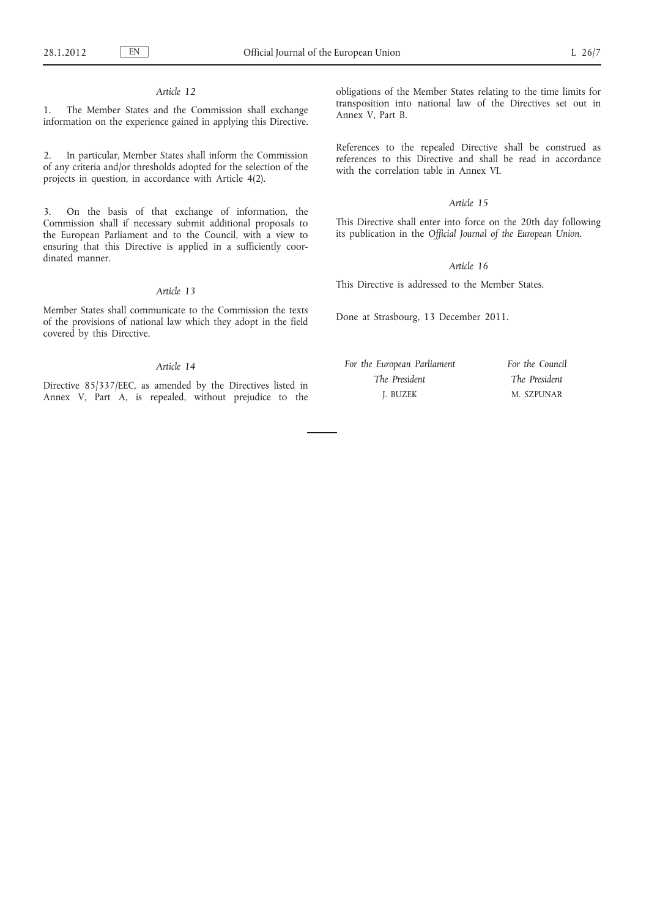*Article 12*

1. The Member States and the Commission shall exchange information on the experience gained in applying this Directive.

2. In particular, Member States shall inform the Commission of any criteria and/or thresholds adopted for the selection of the projects in question, in accordance with Article 4(2).

3. On the basis of that exchange of information, the Commission shall if necessary submit additional proposals to the European Parliament and to the Council, with a view to ensuring that this Directive is applied in a sufficiently coordinated manner.

*Article 13*

Member States shall communicate to the Commission the texts of the provisions of national law which they adopt in the field covered by this Directive.

*Article 14*

Directive 85/337/EEC, as amended by the Directives listed in Annex V, Part A, is repealed, without prejudice to the obligations of the Member States relating to the time limits for transposition into national law of the Directives set out in Annex V, Part B.

References to the repealed Directive shall be construed as references to this Directive and shall be read in accordance with the correlation table in Annex VI.

*Article 15*

This Directive shall enter into force on the 20th day following its publication in the *Official Journal of the European Union*.

*Article 16*

This Directive is addressed to the Member States.

Done at Strasbourg, 13 December 2011.

*For the European Parliament*
*The President*
J. BUZEK

*For the Council*
*The President*
M. SZPUNAR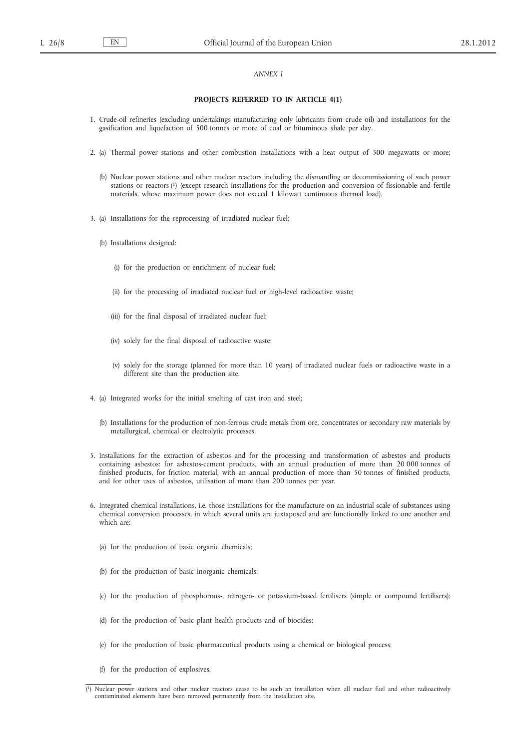*ANNEX I*

**PROJECTS REFERRED TO IN ARTICLE 4(1)**

1. Crude-oil refineries (excluding undertakings manufacturing only lubricants from crude oil) and installations for the gasification and liquefaction of 500 tonnes or more of coal or bituminous shale per day.

2. (a) Thermal power stations and other combustion installations with a heat output of 300 megawatts or more;

   (b) Nuclear power stations and other nuclear reactors including the dismantling or decommissioning of such power stations or reactors [1] (except research installations for the production and conversion of fissionable and fertile materials, whose maximum power does not exceed 1 kilowatt continuous thermal load).

3. (a) Installations for the reprocessing of irradiated nuclear fuel;

   (b) Installations designed:

      (i) for the production or enrichment of nuclear fuel;

      (ii) for the processing of irradiated nuclear fuel or high-level radioactive waste;

      (iii) for the final disposal of irradiated nuclear fuel;

      (iv) solely for the final disposal of radioactive waste;

      (v) solely for the storage (planned for more than 10 years) of irradiated nuclear fuels or radioactive waste in a different site than the production site.

4. (a) Integrated works for the initial smelting of cast iron and steel;

   (b) Installations for the production of non-ferrous crude metals from ore, concentrates or secondary raw materials by metallurgical, chemical or electrolytic processes.

5. Installations for the extraction of asbestos and for the processing and transformation of asbestos and products containing asbestos: for asbestos-cement products, with an annual production of more than 20 000 tonnes of finished products, for friction material, with an annual production of more than 50 tonnes of finished products, and for other uses of asbestos, utilisation of more than 200 tonnes per year.

6. Integrated chemical installations, i.e. those installations for the manufacture on an industrial scale of substances using chemical conversion processes, in which several units are juxtaposed and are functionally linked to one another and which are:

   (a) for the production of basic organic chemicals;

   (b) for the production of basic inorganic chemicals;

   (c) for the production of phosphorous-, nitrogen- or potassium-based fertilisers (simple or compound fertilisers);

   (d) for the production of basic plant health products and of biocides;

   (e) for the production of basic pharmaceutical products using a chemical or biological process;

   (f) for the production of explosives.

---

[1] Nuclear power stations and other nuclear reactors cease to be such an installation when all nuclear fuel and other radioactively contaminated elements have been removed permanently from the installation site.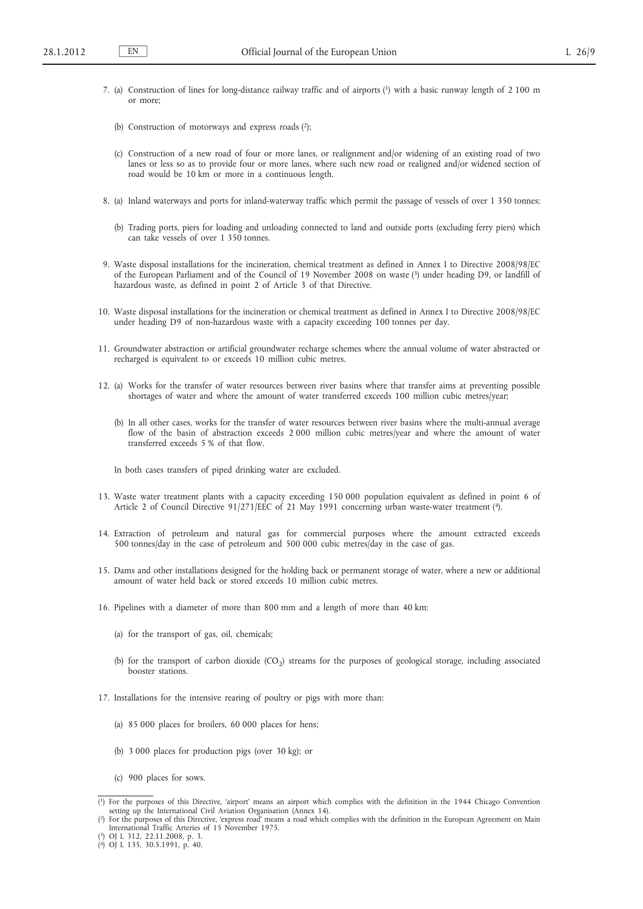7. (a) Construction of lines for long-distance railway traffic and of airports [1] with a basic runway length of 2 100 m or more;

   (b) Construction of motorways and express roads [2];

   (c) Construction of a new road of four or more lanes, or realignment and/or widening of an existing road of two lanes or less so as to provide four or more lanes, where such new road or realigned and/or widened section of road would be 10 km or more in a continuous length.

8. (a) Inland waterways and ports for inland-waterway traffic which permit the passage of vessels of over 1 350 tonnes;

   (b) Trading ports, piers for loading and unloading connected to land and outside ports (excluding ferry piers) which can take vessels of over 1 350 tonnes.

9. Waste disposal installations for the incineration, chemical treatment as defined in Annex I to Directive 2008/98/EC of the European Parliament and of the Council of 19 November 2008 on waste [3] under heading D9, or landfill of hazardous waste, as defined in point 2 of Article 3 of that Directive.

10. Waste disposal installations for the incineration or chemical treatment as defined in Annex I to Directive 2008/98/EC under heading D9 of non-hazardous waste with a capacity exceeding 100 tonnes per day.

11. Groundwater abstraction or artificial groundwater recharge schemes where the annual volume of water abstracted or recharged is equivalent to or exceeds 10 million cubic metres.

12. (a) Works for the transfer of water resources between river basins where that transfer aims at preventing possible shortages of water and where the amount of water transferred exceeds 100 million cubic metres/year;

    (b) In all other cases, works for the transfer of water resources between river basins where the multi-annual average flow of the basin of abstraction exceeds 2 000 million cubic metres/year and where the amount of water transferred exceeds 5 % of that flow.

    In both cases transfers of piped drinking water are excluded.

13. Waste water treatment plants with a capacity exceeding 150 000 population equivalent as defined in point 6 of Article 2 of Council Directive 91/271/EEC of 21 May 1991 concerning urban waste-water treatment [4].

14. Extraction of petroleum and natural gas for commercial purposes where the amount extracted exceeds 500 tonnes/day in the case of petroleum and 500 000 cubic metres/day in the case of gas.

15. Dams and other installations designed for the holding back or permanent storage of water, where a new or additional amount of water held back or stored exceeds 10 million cubic metres.

16. Pipelines with a diameter of more than 800 mm and a length of more than 40 km:

    (a) for the transport of gas, oil, chemicals;

    (b) for the transport of carbon dioxide ($CO_2$) streams for the purposes of geological storage, including associated booster stations.

17. Installations for the intensive rearing of poultry or pigs with more than:

    (a) 85 000 places for broilers, 60 000 places for hens;

    (b) 3 000 places for production pigs (over 30 kg); or

    (c) 900 places for sows.

---

[1] For the purposes of this Directive, 'airport' means an airport which complies with the definition in the 1944 Chicago Convention setting up the International Civil Aviation Organisation (Annex 14).

[2] For the purposes of this Directive, 'express road' means a road which complies with the definition in the European Agreement on Main International Traffic Arteries of 15 November 1975.

[3] OJ L 312, 22.11.2008, p. 3.

[4] OJ L 135, 30.5.1991, p. 40.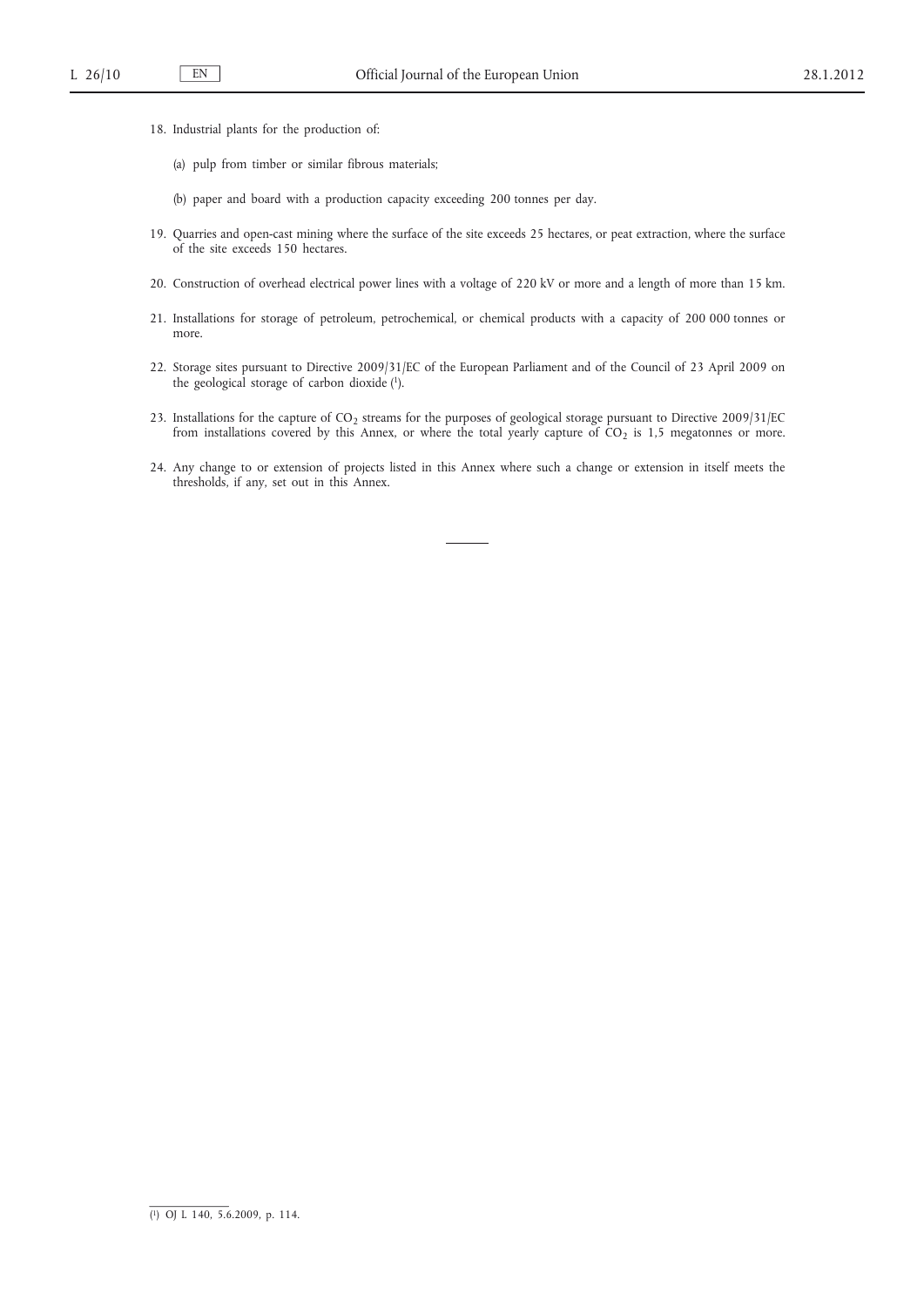18. Industrial plants for the production of:

    (a) pulp from timber or similar fibrous materials;

    (b) paper and board with a production capacity exceeding 200 tonnes per day.

19. Quarries and open-cast mining where the surface of the site exceeds 25 hectares, or peat extraction, where the surface of the site exceeds 150 hectares.

20. Construction of overhead electrical power lines with a voltage of 220 kV or more and a length of more than 15 km.

21. Installations for storage of petroleum, petrochemical, or chemical products with a capacity of 200 000 tonnes or more.

22. Storage sites pursuant to Directive 2009/31/EC of the European Parliament and of the Council of 23 April 2009 on the geological storage of carbon dioxide (1).

23. Installations for the capture of $CO_2$ streams for the purposes of geological storage pursuant to Directive 2009/31/EC from installations covered by this Annex, or where the total yearly capture of $CO_2$ is 1,5 megatonnes or more.

24. Any change to or extension of projects listed in this Annex where such a change or extension in itself meets the thresholds, if any, set out in this Annex.

---

(1) OJ L 140, 5.6.2009, p. 114.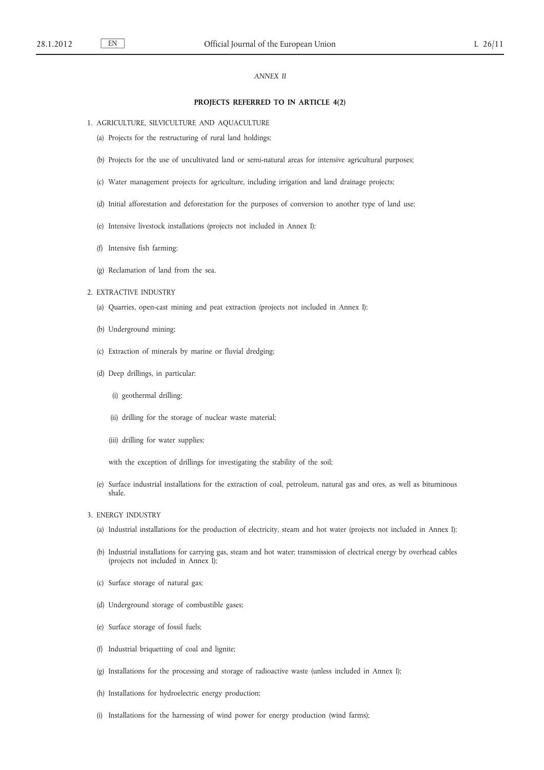*ANNEX II*

**PROJECTS REFERRED TO IN ARTICLE 4(2)**

1. AGRICULTURE, SILVICULTURE AND AQUACULTURE

   (a) Projects for the restructuring of rural land holdings;

   (b) Projects for the use of uncultivated land or semi-natural areas for intensive agricultural purposes;

   (c) Water management projects for agriculture, including irrigation and land drainage projects;

   (d) Initial afforestation and deforestation for the purposes of conversion to another type of land use;

   (e) Intensive livestock installations (projects not included in Annex I);

   (f) Intensive fish farming;

   (g) Reclamation of land from the sea.

2. EXTRACTIVE INDUSTRY

   (a) Quarries, open-cast mining and peat extraction (projects not included in Annex I);

   (b) Underground mining;

   (c) Extraction of minerals by marine or fluvial dredging;

   (d) Deep drillings, in particular:

      (i) geothermal drilling;

      (ii) drilling for the storage of nuclear waste material;

      (iii) drilling for water supplies;

      with the exception of drillings for investigating the stability of the soil;

   (e) Surface industrial installations for the extraction of coal, petroleum, natural gas and ores, as well as bituminous shale.

3. ENERGY INDUSTRY

   (a) Industrial installations for the production of electricity, steam and hot water (projects not included in Annex I);

   (b) Industrial installations for carrying gas, steam and hot water; transmission of electrical energy by overhead cables (projects not included in Annex I);

   (c) Surface storage of natural gas;

   (d) Underground storage of combustible gases;

   (e) Surface storage of fossil fuels;

   (f) Industrial briquetting of coal and lignite;

   (g) Installations for the processing and storage of radioactive waste (unless included in Annex I);

   (h) Installations for hydroelectric energy production;

   (i) Installations for the harnessing of wind power for energy production (wind farms);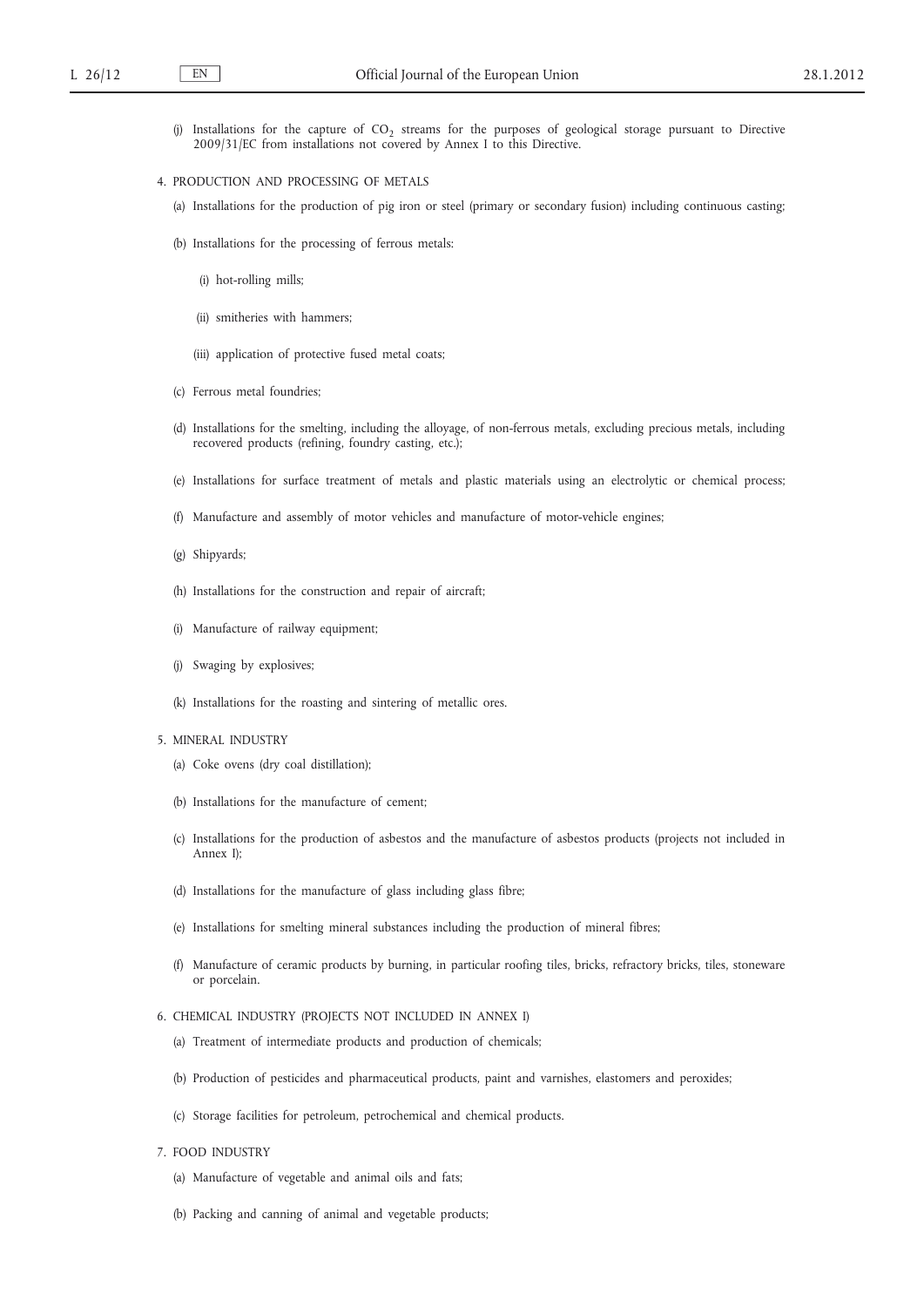(j) Installations for the capture of $CO_2$ streams for the purposes of geological storage pursuant to Directive 2009/31/EC from installations not covered by Annex I to this Directive.

4. PRODUCTION AND PROCESSING OF METALS

(a) Installations for the production of pig iron or steel (primary or secondary fusion) including continuous casting;

(b) Installations for the processing of ferrous metals:

(i) hot-rolling mills;

(ii) smitheries with hammers;

(iii) application of protective fused metal coats;

(c) Ferrous metal foundries;

(d) Installations for the smelting, including the alloyage, of non-ferrous metals, excluding precious metals, including recovered products (refining, foundry casting, etc.);

(e) Installations for surface treatment of metals and plastic materials using an electrolytic or chemical process;

(f) Manufacture and assembly of motor vehicles and manufacture of motor-vehicle engines;

(g) Shipyards;

(h) Installations for the construction and repair of aircraft;

(i) Manufacture of railway equipment;

(j) Swaging by explosives;

(k) Installations for the roasting and sintering of metallic ores.

5. MINERAL INDUSTRY

(a) Coke ovens (dry coal distillation);

(b) Installations for the manufacture of cement;

(c) Installations for the production of asbestos and the manufacture of asbestos products (projects not included in Annex I);

(d) Installations for the manufacture of glass including glass fibre;

(e) Installations for smelting mineral substances including the production of mineral fibres;

(f) Manufacture of ceramic products by burning, in particular roofing tiles, bricks, refractory bricks, tiles, stoneware or porcelain.

6. CHEMICAL INDUSTRY (PROJECTS NOT INCLUDED IN ANNEX I)

(a) Treatment of intermediate products and production of chemicals;

(b) Production of pesticides and pharmaceutical products, paint and varnishes, elastomers and peroxides;

(c) Storage facilities for petroleum, petrochemical and chemical products.

7. FOOD INDUSTRY

(a) Manufacture of vegetable and animal oils and fats;

(b) Packing and canning of animal and vegetable products;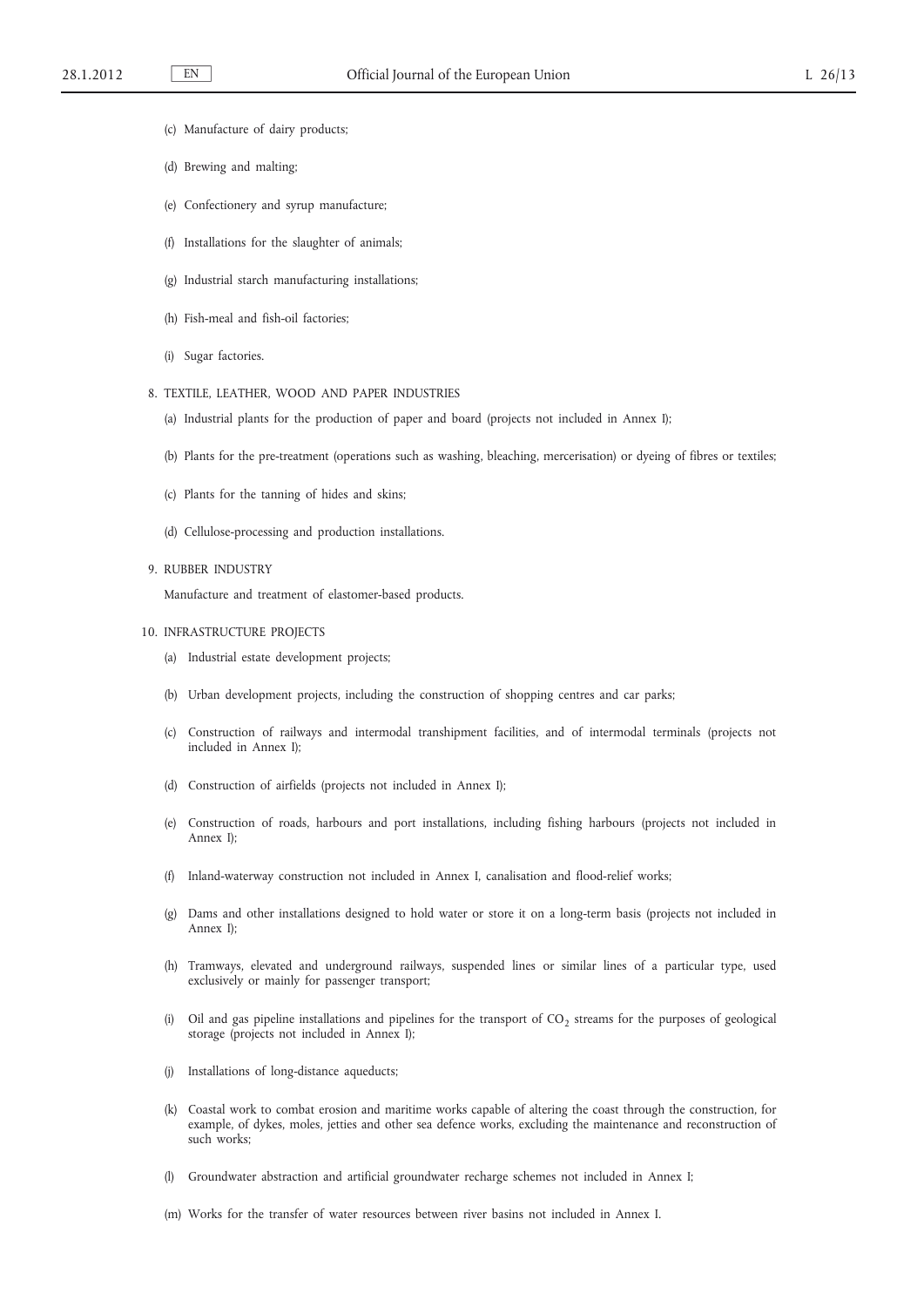(c) Manufacture of dairy products;

(d) Brewing and malting;

(e) Confectionery and syrup manufacture;

(f) Installations for the slaughter of animals;

(g) Industrial starch manufacturing installations;

(h) Fish-meal and fish-oil factories;

(i) Sugar factories.

8. TEXTILE, LEATHER, WOOD AND PAPER INDUSTRIES

(a) Industrial plants for the production of paper and board (projects not included in Annex I);

(b) Plants for the pre-treatment (operations such as washing, bleaching, mercerisation) or dyeing of fibres or textiles;

(c) Plants for the tanning of hides and skins;

(d) Cellulose-processing and production installations.

9. RUBBER INDUSTRY

Manufacture and treatment of elastomer-based products.

10. INFRASTRUCTURE PROJECTS

(a) Industrial estate development projects;

(b) Urban development projects, including the construction of shopping centres and car parks;

(c) Construction of railways and intermodal transhipment facilities, and of intermodal terminals (projects not included in Annex I);

(d) Construction of airfields (projects not included in Annex I);

(e) Construction of roads, harbours and port installations, including fishing harbours (projects not included in Annex I);

(f) Inland-waterway construction not included in Annex I, canalisation and flood-relief works;

(g) Dams and other installations designed to hold water or store it on a long-term basis (projects not included in Annex I);

(h) Tramways, elevated and underground railways, suspended lines or similar lines of a particular type, used exclusively or mainly for passenger transport;

(i) Oil and gas pipeline installations and pipelines for the transport of $CO_2$ streams for the purposes of geological storage (projects not included in Annex I);

(j) Installations of long-distance aqueducts;

(k) Coastal work to combat erosion and maritime works capable of altering the coast through the construction, for example, of dykes, moles, jetties and other sea defence works, excluding the maintenance and reconstruction of such works;

(l) Groundwater abstraction and artificial groundwater recharge schemes not included in Annex I;

(m) Works for the transfer of water resources between river basins not included in Annex I.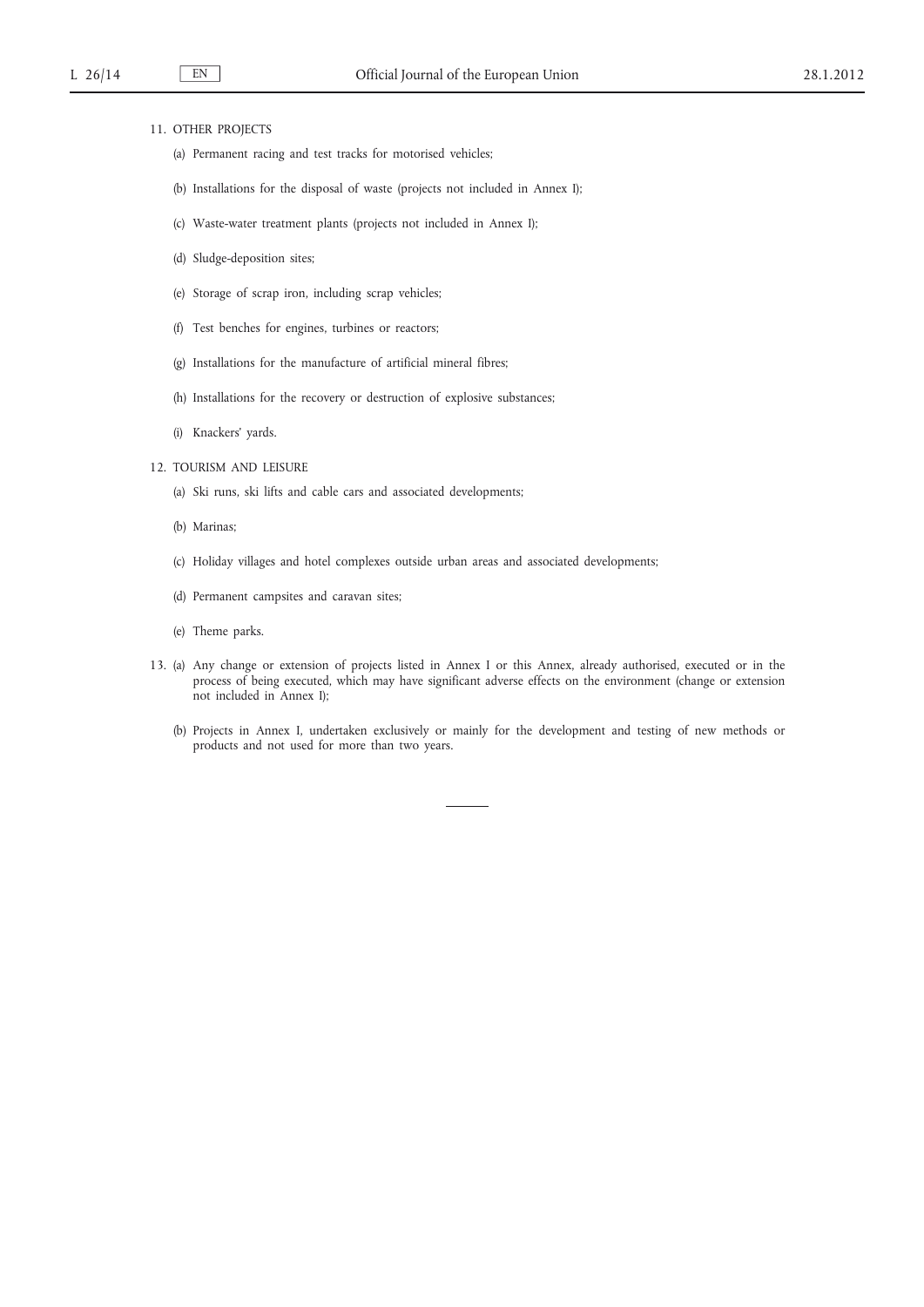11. OTHER PROJECTS

   (a) Permanent racing and test tracks for motorised vehicles;

   (b) Installations for the disposal of waste (projects not included in Annex I);

   (c) Waste-water treatment plants (projects not included in Annex I);

   (d) Sludge-deposition sites;

   (e) Storage of scrap iron, including scrap vehicles;

   (f) Test benches for engines, turbines or reactors;

   (g) Installations for the manufacture of artificial mineral fibres;

   (h) Installations for the recovery or destruction of explosive substances;

   (i) Knackers' yards.

12. TOURISM AND LEISURE

   (a) Ski runs, ski lifts and cable cars and associated developments;

   (b) Marinas;

   (c) Holiday villages and hotel complexes outside urban areas and associated developments;

   (d) Permanent campsites and caravan sites;

   (e) Theme parks.

13. (a) Any change or extension of projects listed in Annex I or this Annex, already authorised, executed or in the process of being executed, which may have significant adverse effects on the environment (change or extension not included in Annex I);

   (b) Projects in Annex I, undertaken exclusively or mainly for the development and testing of new methods or products and not used for more than two years.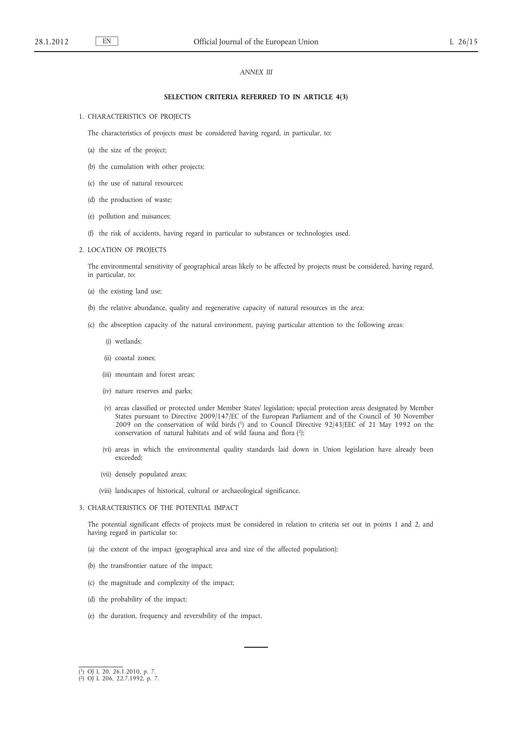*ANNEX III*

**SELECTION CRITERIA REFERRED TO IN ARTICLE 4(3)**

1. CHARACTERISTICS OF PROJECTS

   The characteristics of projects must be considered having regard, in particular, to:

   (a) the size of the project;

   (b) the cumulation with other projects;

   (c) the use of natural resources;

   (d) the production of waste;

   (e) pollution and nuisances;

   (f) the risk of accidents, having regard in particular to substances or technologies used.

2. LOCATION OF PROJECTS

   The environmental sensitivity of geographical areas likely to be affected by projects must be considered, having regard, in particular, to:

   (a) the existing land use;

   (b) the relative abundance, quality and regenerative capacity of natural resources in the area;

   (c) the absorption capacity of the natural environment, paying particular attention to the following areas:

      (i) wetlands;

      (ii) coastal zones;

      (iii) mountain and forest areas;

      (iv) nature reserves and parks;

      (v) areas classified or protected under Member States' legislation; special protection areas designated by Member States pursuant to Directive 2009/147/EC of the European Parliament and of the Council of 30 November 2009 on the conservation of wild birds [1] and to Council Directive 92/43/EEC of 21 May 1992 on the conservation of natural habitats and of wild fauna and flora [2];

      (vi) areas in which the environmental quality standards laid down in Union legislation have already been exceeded;

      (vii) densely populated areas;

      (viii) landscapes of historical, cultural or archaeological significance.

3. CHARACTERISTICS OF THE POTENTIAL IMPACT

   The potential significant effects of projects must be considered in relation to criteria set out in points 1 and 2, and having regard in particular to:

   (a) the extent of the impact (geographical area and size of the affected population);

   (b) the transfrontier nature of the impact;

   (c) the magnitude and complexity of the impact;

   (d) the probability of the impact;

   (e) the duration, frequency and reversibility of the impact.

---

[1] OJ L 20, 26.1.2010, p. 7.

[2] OJ L 206, 22.7.1992, p. 7.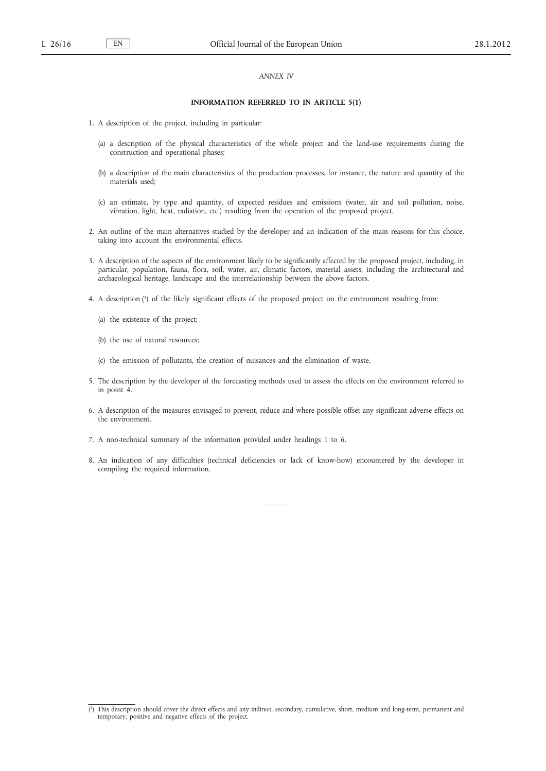*ANNEX IV*

**INFORMATION REFERRED TO IN ARTICLE 5(1)**

1. A description of the project, including in particular:

   (a) a description of the physical characteristics of the whole project and the land-use requirements during the construction and operational phases;

   (b) a description of the main characteristics of the production processes, for instance, the nature and quantity of the materials used;

   (c) an estimate, by type and quantity, of expected residues and emissions (water, air and soil pollution, noise, vibration, light, heat, radiation, etc.) resulting from the operation of the proposed project.

2. An outline of the main alternatives studied by the developer and an indication of the main reasons for this choice, taking into account the environmental effects.

3. A description of the aspects of the environment likely to be significantly affected by the proposed project, including, in particular, population, fauna, flora, soil, water, air, climatic factors, material assets, including the architectural and archaeological heritage, landscape and the interrelationship between the above factors.

4. A description [1] of the likely significant effects of the proposed project on the environment resulting from:

   (a) the existence of the project;

   (b) the use of natural resources;

   (c) the emission of pollutants, the creation of nuisances and the elimination of waste.

5. The description by the developer of the forecasting methods used to assess the effects on the environment referred to in point 4.

6. A description of the measures envisaged to prevent, reduce and where possible offset any significant adverse effects on the environment.

7. A non-technical summary of the information provided under headings 1 to 6.

8. An indication of any difficulties (technical deficiencies or lack of know-how) encountered by the developer in compiling the required information.

---

[1] This description should cover the direct effects and any indirect, secondary, cumulative, short, medium and long-term, permanent and temporary, positive and negative effects of the project.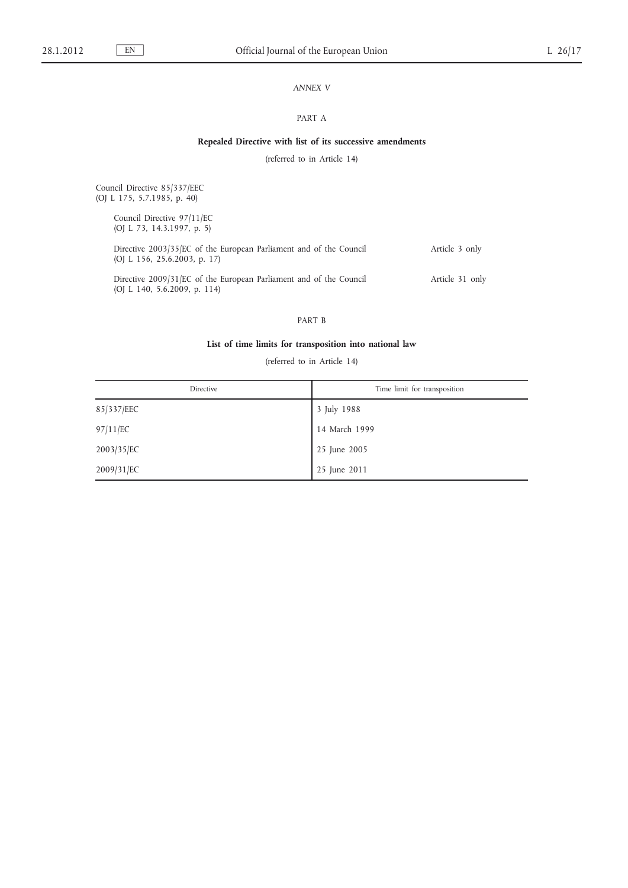*ANNEX V*

PART A

**Repealed Directive with list of its successive amendments**

(referred to in Article 14)

Council Directive 85/337/EEC
(OJ L 175, 5.7.1985, p. 40)

Council Directive 97/11/EC
(OJ L 73, 14.3.1997, p. 5)

Directive 2003/35/EC of the European Parliament and of the Council
(OJ L 156, 25.6.2003, p. 17) — Article 3 only

Directive 2009/31/EC of the European Parliament and of the Council
(OJ L 140, 5.6.2009, p. 114) — Article 31 only

PART B

**List of time limits for transposition into national law**

(referred to in Article 14)

| Directive | Time limit for transposition |
|---|---|
| 85/337/EEC | 3 July 1988 |
| 97/11/EC | 14 March 1999 |
| 2003/35/EC | 25 June 2005 |
| 2009/31/EC | 25 June 2011 |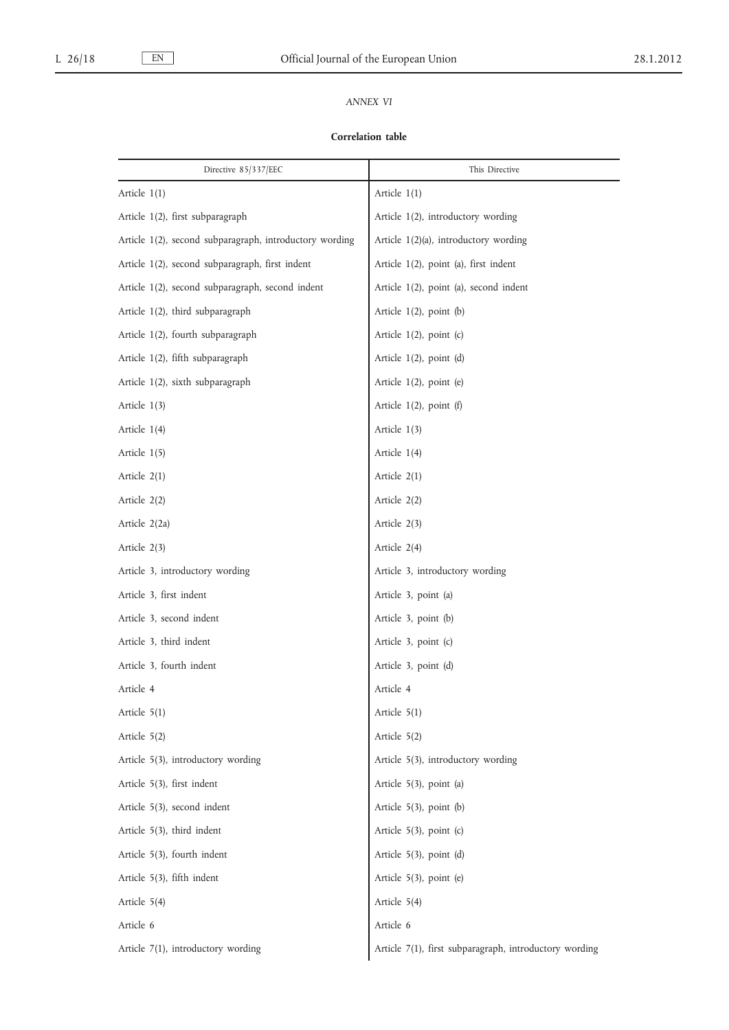*ANNEX VI*

**Correlation table**

| Directive 85/337/EEC | This Directive |
|---|---|
| Article 1(1) | Article 1(1) |
| Article 1(2), first subparagraph | Article 1(2), introductory wording |
| Article 1(2), second subparagraph, introductory wording | Article 1(2)(a), introductory wording |
| Article 1(2), second subparagraph, first indent | Article 1(2), point (a), first indent |
| Article 1(2), second subparagraph, second indent | Article 1(2), point (a), second indent |
| Article 1(2), third subparagraph | Article 1(2), point (b) |
| Article 1(2), fourth subparagraph | Article 1(2), point (c) |
| Article 1(2), fifth subparagraph | Article 1(2), point (d) |
| Article 1(2), sixth subparagraph | Article 1(2), point (e) |
| Article 1(3) | Article 1(2), point (f) |
| Article 1(4) | Article 1(3) |
| Article 1(5) | Article 1(4) |
| Article 2(1) | Article 2(1) |
| Article 2(2) | Article 2(2) |
| Article 2(2a) | Article 2(3) |
| Article 2(3) | Article 2(4) |
| Article 3, introductory wording | Article 3, introductory wording |
| Article 3, first indent | Article 3, point (a) |
| Article 3, second indent | Article 3, point (b) |
| Article 3, third indent | Article 3, point (c) |
| Article 3, fourth indent | Article 3, point (d) |
| Article 4 | Article 4 |
| Article 5(1) | Article 5(1) |
| Article 5(2) | Article 5(2) |
| Article 5(3), introductory wording | Article 5(3), introductory wording |
| Article 5(3), first indent | Article 5(3), point (a) |
| Article 5(3), second indent | Article 5(3), point (b) |
| Article 5(3), third indent | Article 5(3), point (c) |
| Article 5(3), fourth indent | Article 5(3), point (d) |
| Article 5(3), fifth indent | Article 5(3), point (e) |
| Article 5(4) | Article 5(4) |
| Article 6 | Article 6 |
| Article 7(1), introductory wording | Article 7(1), first subparagraph, introductory wording |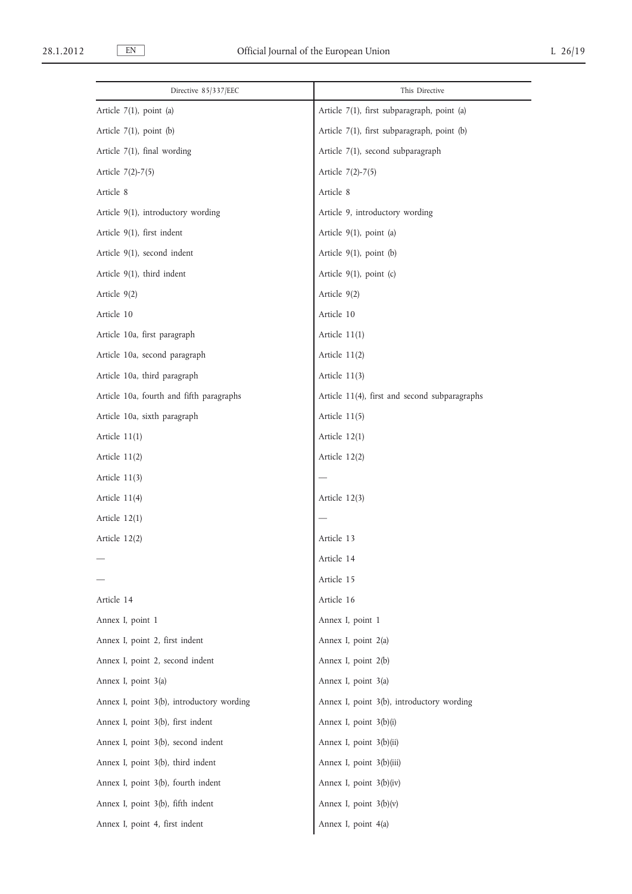| Directive 85/337/EEC | This Directive |
| --- | --- |
| Article 7(1), point (a) | Article 7(1), first subparagraph, point (a) |
| Article 7(1), point (b) | Article 7(1), first subparagraph, point (b) |
| Article 7(1), final wording | Article 7(1), second subparagraph |
| Article 7(2)-7(5) | Article 7(2)-7(5) |
| Article 8 | Article 8 |
| Article 9(1), introductory wording | Article 9, introductory wording |
| Article 9(1), first indent | Article 9(1), point (a) |
| Article 9(1), second indent | Article 9(1), point (b) |
| Article 9(1), third indent | Article 9(1), point (c) |
| Article 9(2) | Article 9(2) |
| Article 10 | Article 10 |
| Article 10a, first paragraph | Article 11(1) |
| Article 10a, second paragraph | Article 11(2) |
| Article 10a, third paragraph | Article 11(3) |
| Article 10a, fourth and fifth paragraphs | Article 11(4), first and second subparagraphs |
| Article 10a, sixth paragraph | Article 11(5) |
| Article 11(1) | Article 12(1) |
| Article 11(2) | Article 12(2) |
| Article 11(3) | — |
| Article 11(4) | Article 12(3) |
| Article 12(1) | — |
| Article 12(2) | Article 13 |
| — | Article 14 |
| — | Article 15 |
| Article 14 | Article 16 |
| Annex I, point 1 | Annex I, point 1 |
| Annex I, point 2, first indent | Annex I, point 2(a) |
| Annex I, point 2, second indent | Annex I, point 2(b) |
| Annex I, point 3(a) | Annex I, point 3(a) |
| Annex I, point 3(b), introductory wording | Annex I, point 3(b), introductory wording |
| Annex I, point 3(b), first indent | Annex I, point 3(b)(i) |
| Annex I, point 3(b), second indent | Annex I, point 3(b)(ii) |
| Annex I, point 3(b), third indent | Annex I, point 3(b)(iii) |
| Annex I, point 3(b), fourth indent | Annex I, point 3(b)(iv) |
| Annex I, point 3(b), fifth indent | Annex I, point 3(b)(v) |
| Annex I, point 4, first indent | Annex I, point 4(a) |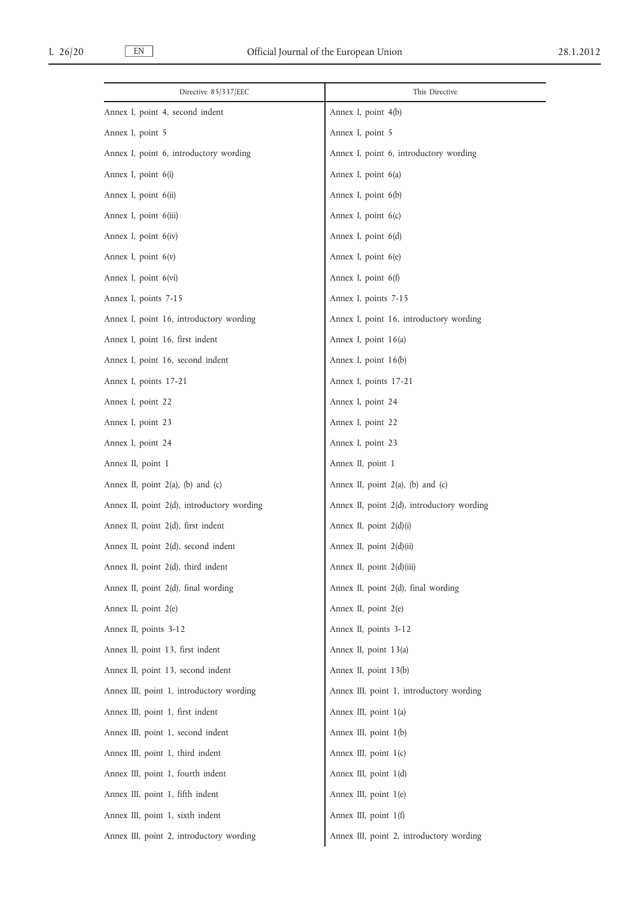| Directive 85/337/EEC | This Directive |
| --- | --- |
| Annex I, point 4, second indent | Annex I, point 4(b) |
| Annex I, point 5 | Annex I, point 5 |
| Annex I, point 6, introductory wording | Annex I, point 6, introductory wording |
| Annex I, point 6(i) | Annex I, point 6(a) |
| Annex I, point 6(ii) | Annex I, point 6(b) |
| Annex I, point 6(iii) | Annex I, point 6(c) |
| Annex I, point 6(iv) | Annex I, point 6(d) |
| Annex I, point 6(v) | Annex I, point 6(e) |
| Annex I, point 6(vi) | Annex I, point 6(f) |
| Annex I, points 7-15 | Annex I, points 7-15 |
| Annex I, point 16, introductory wording | Annex I, point 16, introductory wording |
| Annex I, point 16, first indent | Annex I, point 16(a) |
| Annex I, point 16, second indent | Annex I, point 16(b) |
| Annex I, points 17-21 | Annex I, points 17-21 |
| Annex I, point 22 | Annex I, point 24 |
| Annex I, point 23 | Annex I, point 22 |
| Annex I, point 24 | Annex I, point 23 |
| Annex II, point 1 | Annex II, point 1 |
| Annex II, point 2(a), (b) and (c) | Annex II, point 2(a), (b) and (c) |
| Annex II, point 2(d), introductory wording | Annex II, point 2(d), introductory wording |
| Annex II, point 2(d), first indent | Annex II, point 2(d)(i) |
| Annex II, point 2(d), second indent | Annex II, point 2(d)(ii) |
| Annex II, point 2(d), third indent | Annex II, point 2(d)(iii) |
| Annex II, point 2(d), final wording | Annex II, point 2(d), final wording |
| Annex II, point 2(e) | Annex II, point 2(e) |
| Annex II, points 3-12 | Annex II, points 3-12 |
| Annex II, point 13, first indent | Annex II, point 13(a) |
| Annex II, point 13, second indent | Annex II, point 13(b) |
| Annex III, point 1, introductory wording | Annex III, point 1, introductory wording |
| Annex III, point 1, first indent | Annex III, point 1(a) |
| Annex III, point 1, second indent | Annex III, point 1(b) |
| Annex III, point 1, third indent | Annex III, point 1(c) |
| Annex III, point 1, fourth indent | Annex III, point 1(d) |
| Annex III, point 1, fifth indent | Annex III, point 1(e) |
| Annex III, point 1, sixth indent | Annex III, point 1(f) |
| Annex III, point 2, introductory wording | Annex III, point 2, introductory wording |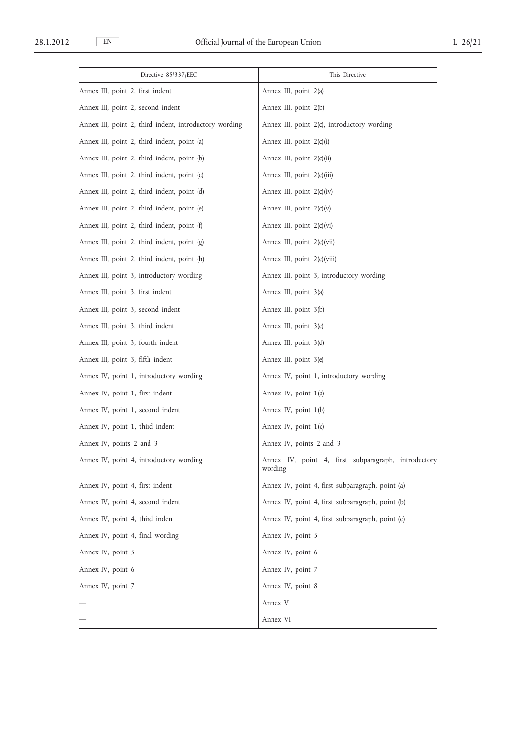| Directive 85/337/EEC | This Directive |
| --- | --- |
| Annex III, point 2, first indent | Annex III, point 2(a) |
| Annex III, point 2, second indent | Annex III, point 2(b) |
| Annex III, point 2, third indent, introductory wording | Annex III, point 2(c), introductory wording |
| Annex III, point 2, third indent, point (a) | Annex III, point 2(c)(i) |
| Annex III, point 2, third indent, point (b) | Annex III, point 2(c)(ii) |
| Annex III, point 2, third indent, point (c) | Annex III, point 2(c)(iii) |
| Annex III, point 2, third indent, point (d) | Annex III, point 2(c)(iv) |
| Annex III, point 2, third indent, point (e) | Annex III, point 2(c)(v) |
| Annex III, point 2, third indent, point (f) | Annex III, point 2(c)(vi) |
| Annex III, point 2, third indent, point (g) | Annex III, point 2(c)(vii) |
| Annex III, point 2, third indent, point (h) | Annex III, point 2(c)(viii) |
| Annex III, point 3, introductory wording | Annex III, point 3, introductory wording |
| Annex III, point 3, first indent | Annex III, point 3(a) |
| Annex III, point 3, second indent | Annex III, point 3(b) |
| Annex III, point 3, third indent | Annex III, point 3(c) |
| Annex III, point 3, fourth indent | Annex III, point 3(d) |
| Annex III, point 3, fifth indent | Annex III, point 3(e) |
| Annex IV, point 1, introductory wording | Annex IV, point 1, introductory wording |
| Annex IV, point 1, first indent | Annex IV, point 1(a) |
| Annex IV, point 1, second indent | Annex IV, point 1(b) |
| Annex IV, point 1, third indent | Annex IV, point 1(c) |
| Annex IV, points 2 and 3 | Annex IV, points 2 and 3 |
| Annex IV, point 4, introductory wording | Annex IV, point 4, first subparagraph, introductory wording |
| Annex IV, point 4, first indent | Annex IV, point 4, first subparagraph, point (a) |
| Annex IV, point 4, second indent | Annex IV, point 4, first subparagraph, point (b) |
| Annex IV, point 4, third indent | Annex IV, point 4, first subparagraph, point (c) |
| Annex IV, point 4, final wording | Annex IV, point 5 |
| Annex IV, point 5 | Annex IV, point 6 |
| Annex IV, point 6 | Annex IV, point 7 |
| Annex IV, point 7 | Annex IV, point 8 |
| — | Annex V |
| — | Annex VI |